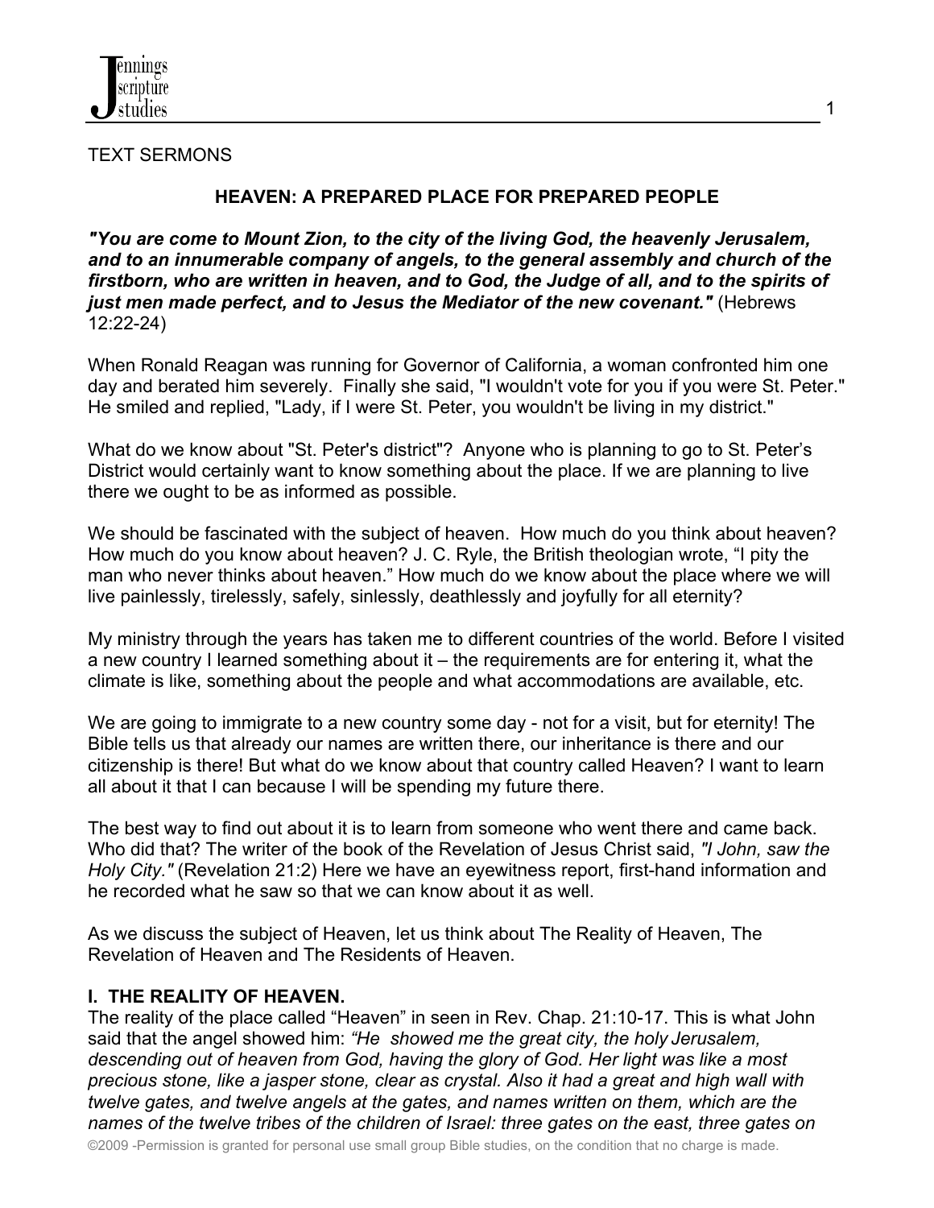TEXT SERMONS

## HEAVEN: A PREPARED PLACE FOR PREPARED PEOPLE

***"You are come to Mount Zion, to the city of the living God, the heavenly Jerusalem, and to an innumerable company of angels, to the general assembly and church of the firstborn, who are written in heaven, and to God, the Judge of all, and to the spirits of just men made perfect, and to Jesus the Mediator of the new covenant."*** (Hebrews 12:22-24)

When Ronald Reagan was running for Governor of California, a woman confronted him one day and berated him severely. Finally she said, "I wouldn't vote for you if you were St. Peter." He smiled and replied, "Lady, if I were St. Peter, you wouldn't be living in my district."

What do we know about "St. Peter's district"? Anyone who is planning to go to St. Peter's District would certainly want to know something about the place. If we are planning to live there we ought to be as informed as possible.

We should be fascinated with the subject of heaven. How much do you think about heaven? How much do you know about heaven? J. C. Ryle, the British theologian wrote, "I pity the man who never thinks about heaven." How much do we know about the place where we will live painlessly, tirelessly, safely, sinlessly, deathlessly and joyfully for all eternity?

My ministry through the years has taken me to different countries of the world. Before I visited a new country I learned something about it – the requirements are for entering it, what the climate is like, something about the people and what accommodations are available, etc.

We are going to immigrate to a new country some day - not for a visit, but for eternity! The Bible tells us that already our names are written there, our inheritance is there and our citizenship is there! But what do we know about that country called Heaven? I want to learn all about it that I can because I will be spending my future there.

The best way to find out about it is to learn from someone who went there and came back. Who did that? The writer of the book of the Revelation of Jesus Christ said, *"I John, saw the Holy City."* (Revelation 21:2) Here we have an eyewitness report, first-hand information and he recorded what he saw so that we can know about it as well.

As we discuss the subject of Heaven, let us think about The Reality of Heaven, The Revelation of Heaven and The Residents of Heaven.

### I. THE REALITY OF HEAVEN.

The reality of the place called "Heaven" in seen in Rev. Chap. 21:10-17. This is what John said that the angel showed him: *"He showed me the great city, the holy Jerusalem, descending out of heaven from God, having the glory of God. Her light was like a most precious stone, like a jasper stone, clear as crystal. Also it had a great and high wall with twelve gates, and twelve angels at the gates, and names written on them, which are the names of the twelve tribes of the children of Israel: three gates on the east, three gates on*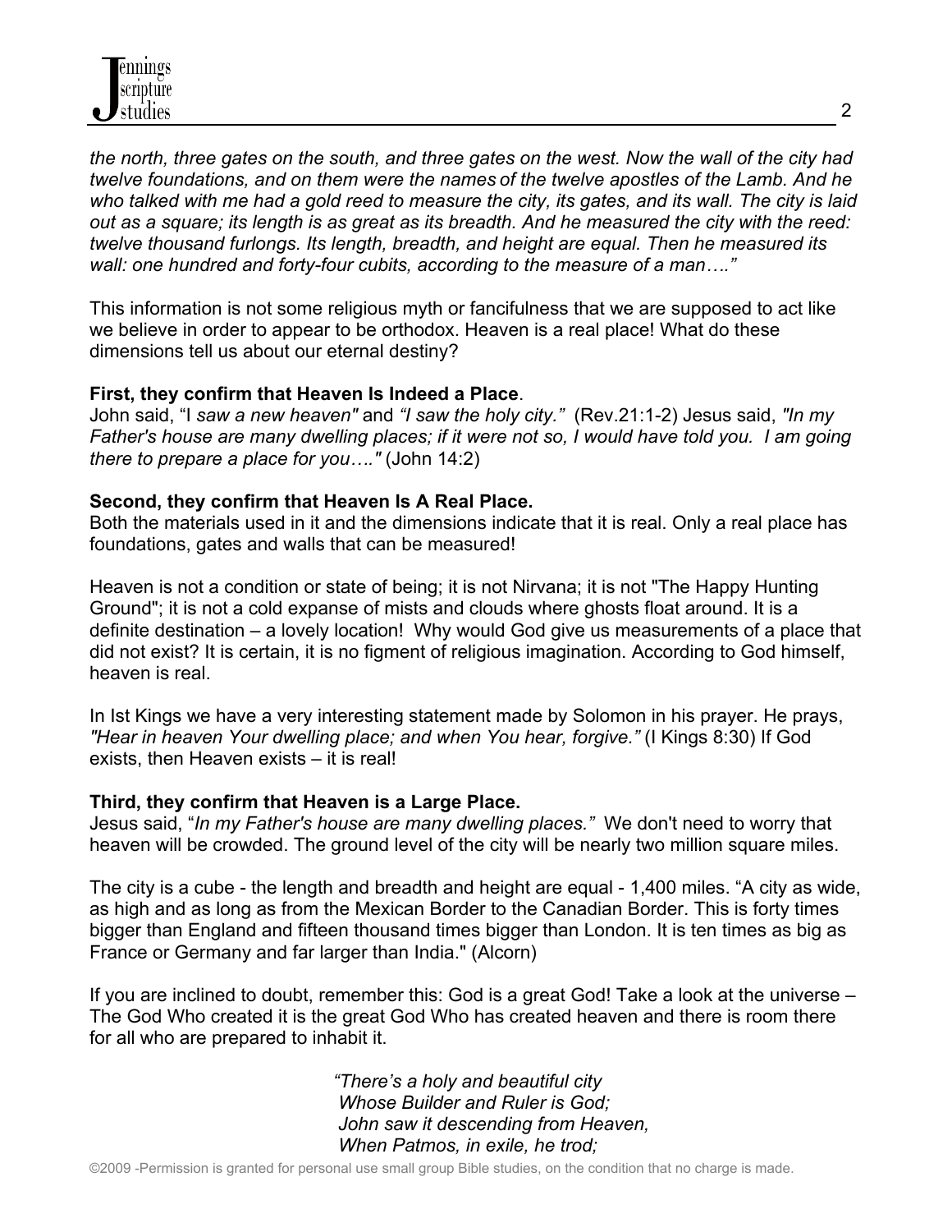*the north, three gates on the south, and three gates on the west. Now the wall of the city had twelve foundations, and on them were the names of the twelve apostles of the Lamb. And he who talked with me had a gold reed to measure the city, its gates, and its wall. The city is laid out as a square; its length is as great as its breadth. And he measured the city with the reed: twelve thousand furlongs. Its length, breadth, and height are equal. Then he measured its wall: one hundred and forty-four cubits, according to the measure of a man…."*

This information is not some religious myth or fancifulness that we are supposed to act like we believe in order to appear to be orthodox. Heaven is a real place! What do these dimensions tell us about our eternal destiny?

**First, they confirm that Heaven Is Indeed a Place**.
John said, "I *saw a new heaven"* and *"I saw the holy city."* (Rev.21:1-2) Jesus said, *"In my Father's house are many dwelling places; if it were not so, I would have told you. I am going there to prepare a place for you…."* (John 14:2)

**Second, they confirm that Heaven Is A Real Place.**
Both the materials used in it and the dimensions indicate that it is real. Only a real place has foundations, gates and walls that can be measured!

Heaven is not a condition or state of being; it is not Nirvana; it is not "The Happy Hunting Ground"; it is not a cold expanse of mists and clouds where ghosts float around. It is a definite destination – a lovely location! Why would God give us measurements of a place that did not exist? It is certain, it is no figment of religious imagination. According to God himself, heaven is real.

In Ist Kings we have a very interesting statement made by Solomon in his prayer. He prays, *"Hear in heaven Your dwelling place; and when You hear, forgive."* (I Kings 8:30) If God exists, then Heaven exists – it is real!

**Third, they confirm that Heaven is a Large Place.**
Jesus said, "*In my Father's house are many dwelling places."* We don't need to worry that heaven will be crowded. The ground level of the city will be nearly two million square miles.

The city is a cube - the length and breadth and height are equal - 1,400 miles. "A city as wide, as high and as long as from the Mexican Border to the Canadian Border. This is forty times bigger than England and fifteen thousand times bigger than London. It is ten times as big as France or Germany and far larger than India." (Alcorn)

If you are inclined to doubt, remember this: God is a great God! Take a look at the universe – The God Who created it is the great God Who has created heaven and there is room there for all who are prepared to inhabit it.

> *"There's a holy and beautiful city*
> *Whose Builder and Ruler is God;*
> *John saw it descending from Heaven,*
> *When Patmos, in exile, he trod;*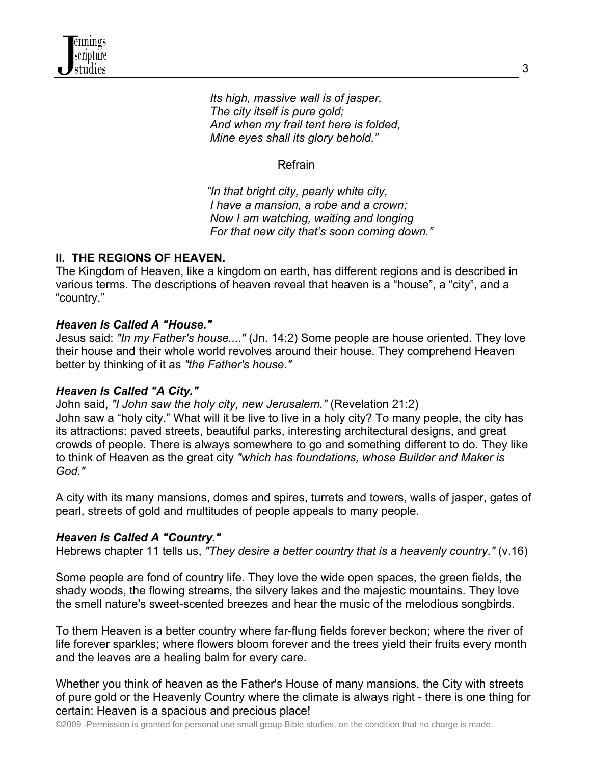*Its high, massive wall is of jasper,*
*The city itself is pure gold;*
*And when my frail tent here is folded,*
*Mine eyes shall its glory behold."*

Refrain

*"In that bright city, pearly white city,*
*I have a mansion, a robe and a crown;*
*Now I am watching, waiting and longing*
*For that new city that's soon coming down."*

## II. THE REGIONS OF HEAVEN.

The Kingdom of Heaven, like a kingdom on earth, has different regions and is described in various terms. The descriptions of heaven reveal that heaven is a "house", a "city", and a "country."

### *Heaven Is Called A "House."*

Jesus said: *"In my Father's house...."* (Jn. 14:2) Some people are house oriented. They love their house and their whole world revolves around their house. They comprehend Heaven better by thinking of it as *"the Father's house."*

### *Heaven Is Called "A City."*

John said, *"I John saw the holy city, new Jerusalem."* (Revelation 21:2)
John saw a "holy city." What will it be live to live in a holy city? To many people, the city has its attractions: paved streets, beautiful parks, interesting architectural designs, and great crowds of people. There is always somewhere to go and something different to do. They like to think of Heaven as the great city *"which has foundations, whose Builder and Maker is God."*

A city with its many mansions, domes and spires, turrets and towers, walls of jasper, gates of pearl, streets of gold and multitudes of people appeals to many people.

### *Heaven Is Called A "Country."*

Hebrews chapter 11 tells us, *"They desire a better country that is a heavenly country."* (v.16)

Some people are fond of country life. They love the wide open spaces, the green fields, the shady woods, the flowing streams, the silvery lakes and the majestic mountains. They love the smell nature's sweet-scented breezes and hear the music of the melodious songbirds.

To them Heaven is a better country where far-flung fields forever beckon; where the river of life forever sparkles; where flowers bloom forever and the trees yield their fruits every month and the leaves are a healing balm for every care.

Whether you think of heaven as the Father's House of many mansions, the City with streets of pure gold or the Heavenly Country where the climate is always right - there is one thing for certain: Heaven is a spacious and precious place!

©2009 -Permission is granted for personal use small group Bible studies, on the condition that no charge is made.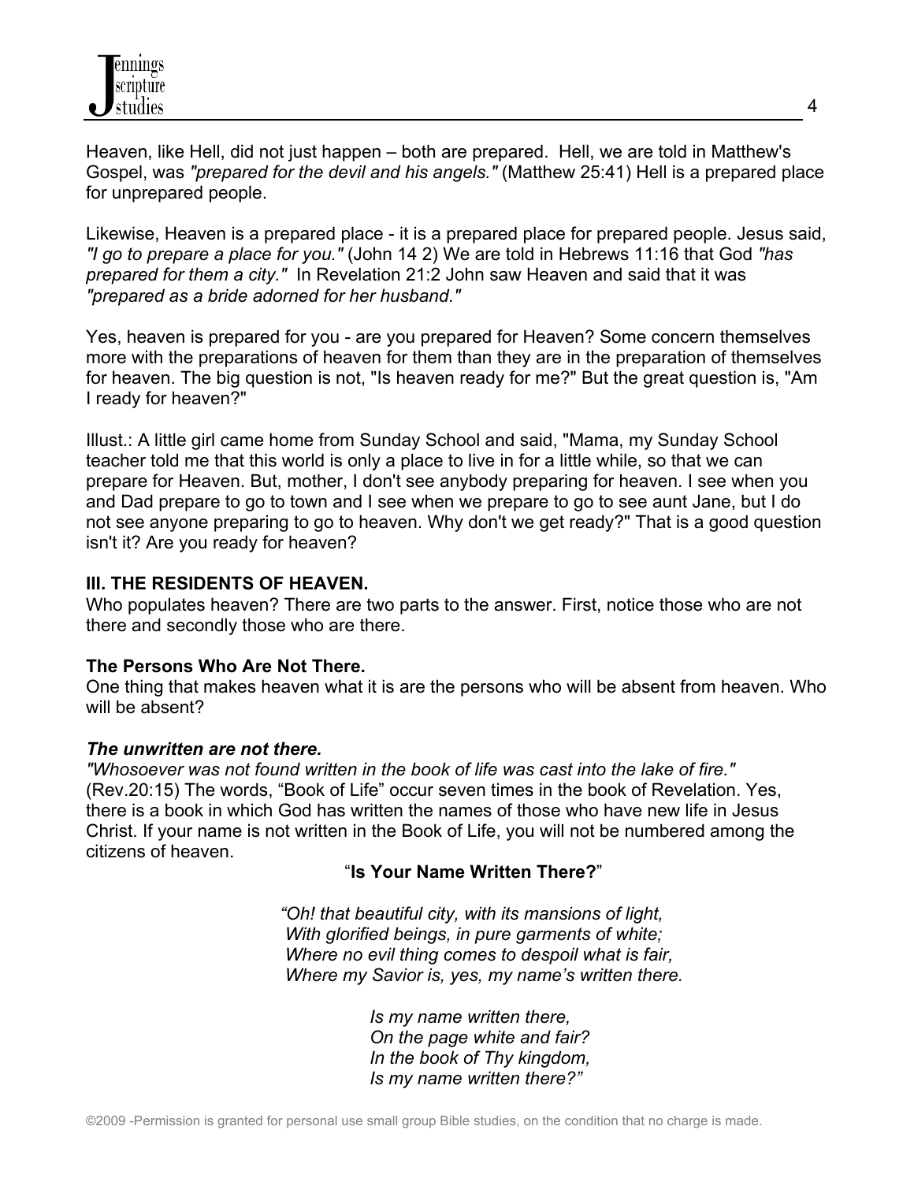Heaven, like Hell, did not just happen – both are prepared. Hell, we are told in Matthew's Gospel, was *"prepared for the devil and his angels."* (Matthew 25:41) Hell is a prepared place for unprepared people.

Likewise, Heaven is a prepared place - it is a prepared place for prepared people. Jesus said, *"I go to prepare a place for you."* (John 14 2) We are told in Hebrews 11:16 that God *"has prepared for them a city."* In Revelation 21:2 John saw Heaven and said that it was *"prepared as a bride adorned for her husband."*

Yes, heaven is prepared for you - are you prepared for Heaven? Some concern themselves more with the preparations of heaven for them than they are in the preparation of themselves for heaven. The big question is not, "Is heaven ready for me?" But the great question is, "Am I ready for heaven?"

Illust.: A little girl came home from Sunday School and said, "Mama, my Sunday School teacher told me that this world is only a place to live in for a little while, so that we can prepare for Heaven. But, mother, I don't see anybody preparing for heaven. I see when you and Dad prepare to go to town and I see when we prepare to go to see aunt Jane, but I do not see anyone preparing to go to heaven. Why don't we get ready?" That is a good question isn't it? Are you ready for heaven?

**III. THE RESIDENTS OF HEAVEN.**

Who populates heaven? There are two parts to the answer. First, notice those who are not there and secondly those who are there.

**The Persons Who Are Not There.**

One thing that makes heaven what it is are the persons who will be absent from heaven. Who will be absent?

***The unwritten are not there.***

*"Whosoever was not found written in the book of life was cast into the lake of fire."* (Rev.20:15) The words, "Book of Life" occur seven times in the book of Revelation. Yes, there is a book in which God has written the names of those who have new life in Jesus Christ. If your name is not written in the Book of Life, you will not be numbered among the citizens of heaven.

"**Is Your Name Written There?**"

*"Oh! that beautiful city, with its mansions of light,*
*With glorified beings, in pure garments of white;*
*Where no evil thing comes to despoil what is fair,*
*Where my Savior is, yes, my name's written there.*

*Is my name written there,*
*On the page white and fair?*
*In the book of Thy kingdom,*
*Is my name written there?"*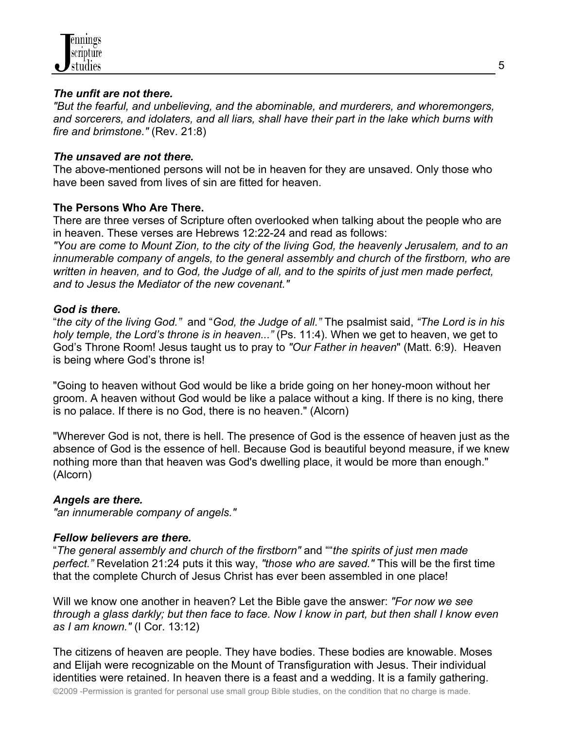***The unfit are not there.***

*"But the fearful, and unbelieving, and the abominable, and murderers, and whoremongers, and sorcerers, and idolaters, and all liars, shall have their part in the lake which burns with fire and brimstone."* (Rev. 21:8)

***The unsaved are not there.***

The above-mentioned persons will not be in heaven for they are unsaved. Only those who have been saved from lives of sin are fitted for heaven.

**The Persons Who Are There.**

There are three verses of Scripture often overlooked when talking about the people who are in heaven. These verses are Hebrews 12:22-24 and read as follows:

*"You are come to Mount Zion, to the city of the living God, the heavenly Jerusalem, and to an innumerable company of angels, to the general assembly and church of the firstborn, who are written in heaven, and to God, the Judge of all, and to the spirits of just men made perfect, and to Jesus the Mediator of the new covenant."*

***God is there.***

"*the city of the living God."* and "*God, the Judge of all."* The psalmist said, *"The Lord is in his holy temple, the Lord's throne is in heaven..."* (Ps. 11:4). When we get to heaven, we get to God's Throne Room! Jesus taught us to pray to *"Our Father in heaven*" (Matt. 6:9). Heaven is being where God's throne is!

"Going to heaven without God would be like a bride going on her honey-moon without her groom. A heaven without God would be like a palace without a king. If there is no king, there is no palace. If there is no God, there is no heaven." (Alcorn)

"Wherever God is not, there is hell. The presence of God is the essence of heaven just as the absence of God is the essence of hell. Because God is beautiful beyond measure, if we knew nothing more than that heaven was God's dwelling place, it would be more than enough." (Alcorn)

***Angels are there.***

*"an innumerable company of angels."*

***Fellow believers are there.***

"*The general assembly and church of the firstborn"* and ""*the spirits of just men made perfect."* Revelation 21:24 puts it this way, *"those who are saved."* This will be the first time that the complete Church of Jesus Christ has ever been assembled in one place!

Will we know one another in heaven? Let the Bible gave the answer: *"For now we see through a glass darkly; but then face to face. Now I know in part, but then shall I know even as I am known."* (I Cor. 13:12)

The citizens of heaven are people. They have bodies. These bodies are knowable. Moses and Elijah were recognizable on the Mount of Transfiguration with Jesus. Their individual identities were retained. In heaven there is a feast and a wedding. It is a family gathering.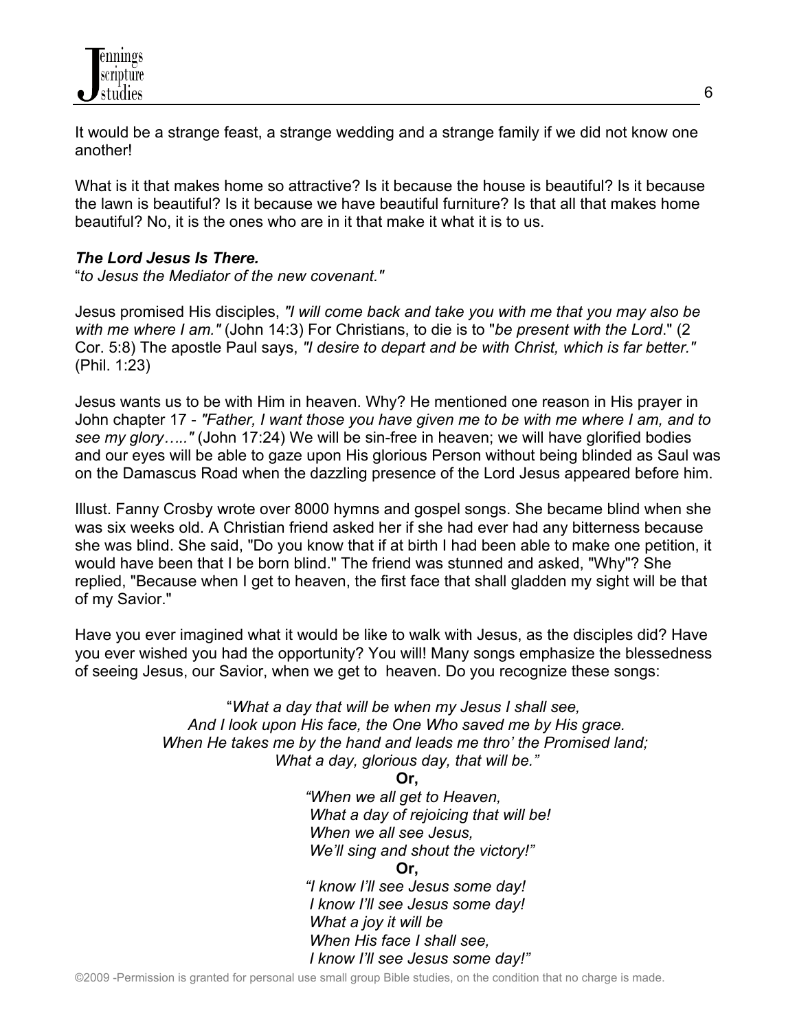It would be a strange feast, a strange wedding and a strange family if we did not know one another!

What is it that makes home so attractive? Is it because the house is beautiful? Is it because the lawn is beautiful? Is it because we have beautiful furniture? Is that all that makes home beautiful? No, it is the ones who are in it that make it what it is to us.

***The Lord Jesus Is There.***
"*to Jesus the Mediator of the new covenant."*

Jesus promised His disciples, *"I will come back and take you with me that you may also be with me where I am."* (John 14:3) For Christians, to die is to "*be present with the Lord*." (2 Cor. 5:8) The apostle Paul says, *"I desire to depart and be with Christ, which is far better."* (Phil. 1:23)

Jesus wants us to be with Him in heaven. Why? He mentioned one reason in His prayer in John chapter 17 - *"Father, I want those you have given me to be with me where I am, and to see my glory….."* (John 17:24) We will be sin-free in heaven; we will have glorified bodies and our eyes will be able to gaze upon His glorious Person without being blinded as Saul was on the Damascus Road when the dazzling presence of the Lord Jesus appeared before him.

Illust. Fanny Crosby wrote over 8000 hymns and gospel songs. She became blind when she was six weeks old. A Christian friend asked her if she had ever had any bitterness because she was blind. She said, "Do you know that if at birth I had been able to make one petition, it would have been that I be born blind." The friend was stunned and asked, "Why"? She replied, "Because when I get to heaven, the first face that shall gladden my sight will be that of my Savior."

Have you ever imagined what it would be like to walk with Jesus, as the disciples did? Have you ever wished you had the opportunity? You will! Many songs emphasize the blessedness of seeing Jesus, our Savior, when we get to heaven. Do you recognize these songs:

"*What a day that will be when my Jesus I shall see,*
*And I look upon His face, the One Who saved me by His grace.*
*When He takes me by the hand and leads me thro' the Promised land;*
*What a day, glorious day, that will be."*

**Or,**

*"When we all get to Heaven,*
*What a day of rejoicing that will be!*
*When we all see Jesus,*
*We'll sing and shout the victory!"*

**Or,**

*"I know I'll see Jesus some day!*
*I know I'll see Jesus some day!*
*What a joy it will be*
*When His face I shall see,*
*I know I'll see Jesus some day!"*

©2009 -Permission is granted for personal use small group Bible studies, on the condition that no charge is made.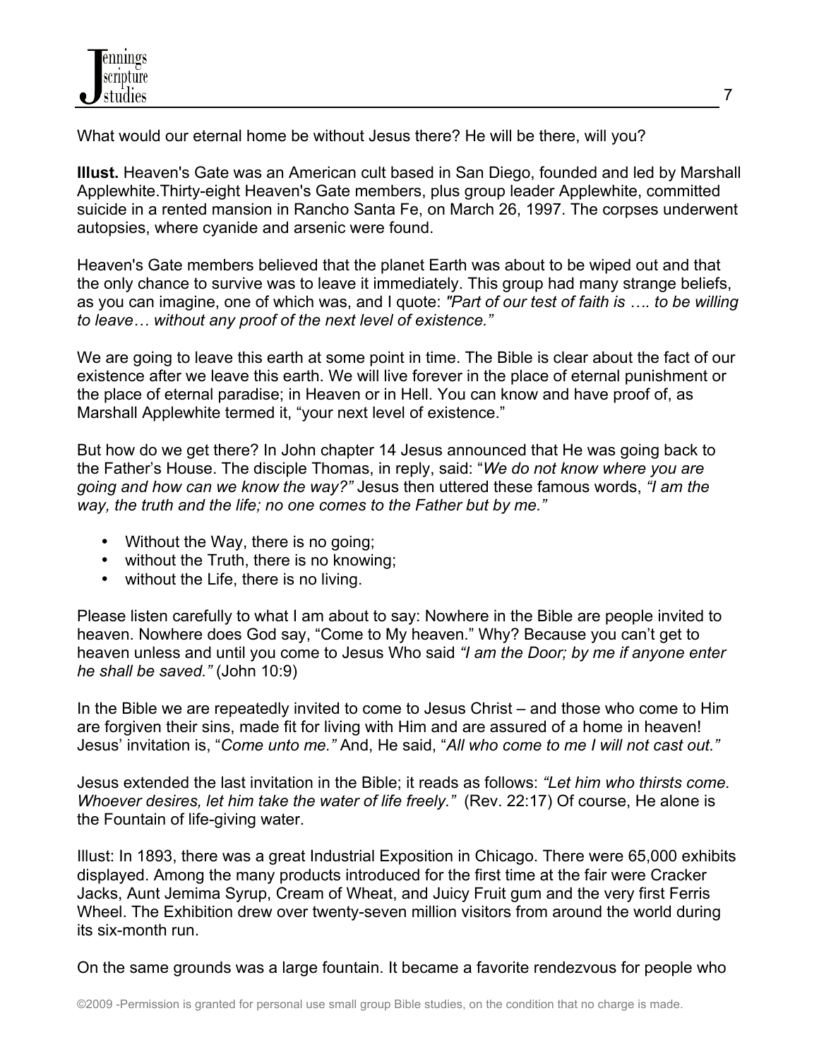What would our eternal home be without Jesus there? He will be there, will you?

**Illust.** Heaven's Gate was an American cult based in San Diego, founded and led by Marshall Applewhite.Thirty-eight Heaven's Gate members, plus group leader Applewhite, committed suicide in a rented mansion in Rancho Santa Fe, on March 26, 1997. The corpses underwent autopsies, where cyanide and arsenic were found.

Heaven's Gate members believed that the planet Earth was about to be wiped out and that the only chance to survive was to leave it immediately. This group had many strange beliefs, as you can imagine, one of which was, and I quote: *"Part of our test of faith is …. to be willing to leave… without any proof of the next level of existence."*

We are going to leave this earth at some point in time. The Bible is clear about the fact of our existence after we leave this earth. We will live forever in the place of eternal punishment or the place of eternal paradise; in Heaven or in Hell. You can know and have proof of, as Marshall Applewhite termed it, "your next level of existence."

But how do we get there? In John chapter 14 Jesus announced that He was going back to the Father's House. The disciple Thomas, in reply, said: "*We do not know where you are going and how can we know the way?"* Jesus then uttered these famous words, *"I am the way, the truth and the life; no one comes to the Father but by me."*

- Without the Way, there is no going;
- without the Truth, there is no knowing;
- without the Life, there is no living.

Please listen carefully to what I am about to say: Nowhere in the Bible are people invited to heaven. Nowhere does God say, "Come to My heaven." Why? Because you can't get to heaven unless and until you come to Jesus Who said *"I am the Door; by me if anyone enter he shall be saved."* (John 10:9)

In the Bible we are repeatedly invited to come to Jesus Christ – and those who come to Him are forgiven their sins, made fit for living with Him and are assured of a home in heaven! Jesus' invitation is, "*Come unto me."* And, He said, "*All who come to me I will not cast out."*

Jesus extended the last invitation in the Bible; it reads as follows: *"Let him who thirsts come. Whoever desires, let him take the water of life freely."* (Rev. 22:17) Of course, He alone is the Fountain of life-giving water.

Illust: In 1893, there was a great Industrial Exposition in Chicago. There were 65,000 exhibits displayed. Among the many products introduced for the first time at the fair were Cracker Jacks, Aunt Jemima Syrup, Cream of Wheat, and Juicy Fruit gum and the very first Ferris Wheel. The Exhibition drew over twenty-seven million visitors from around the world during its six-month run.

On the same grounds was a large fountain. It became a favorite rendezvous for people who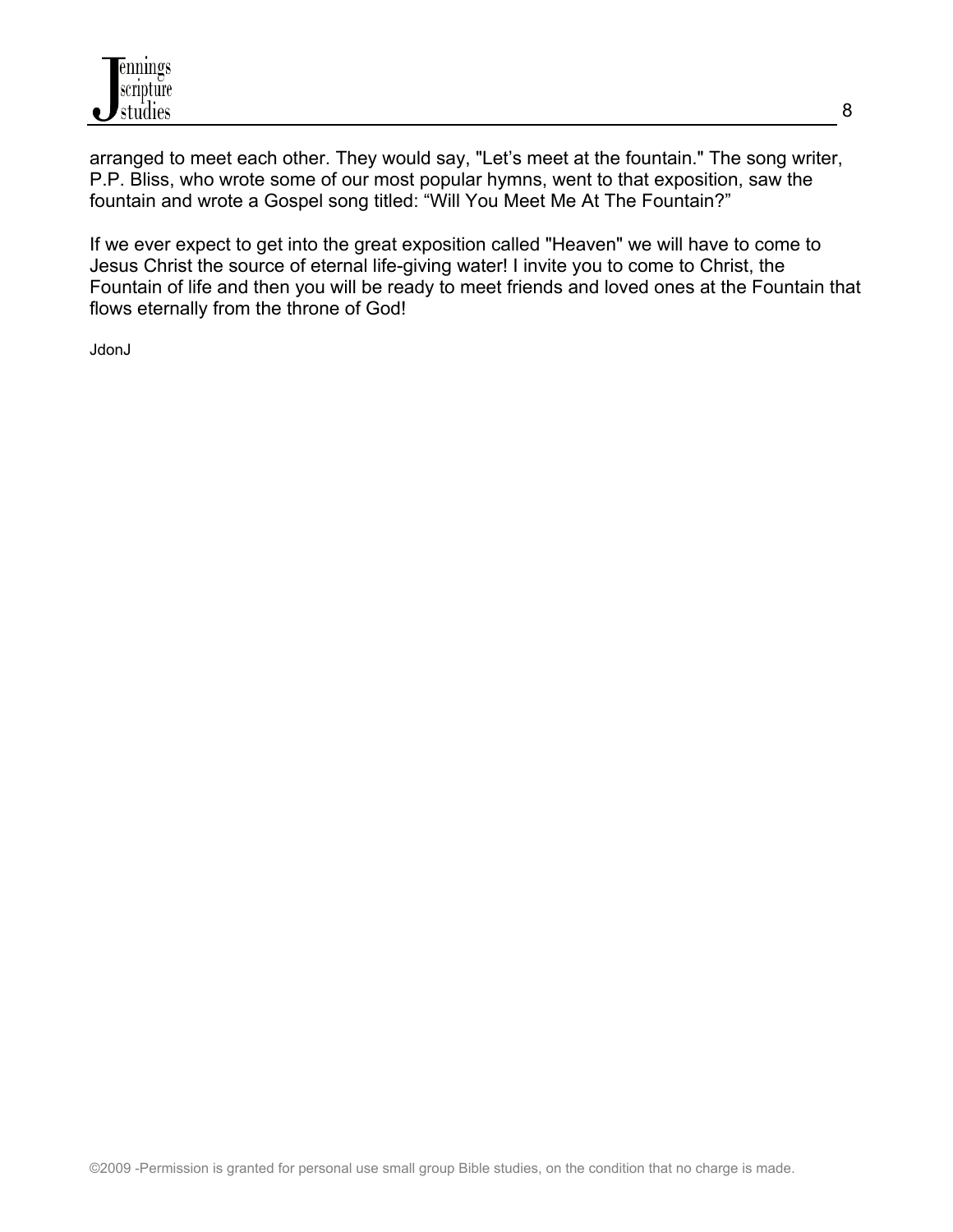arranged to meet each other. They would say, "Let's meet at the fountain." The song writer, P.P. Bliss, who wrote some of our most popular hymns, went to that exposition, saw the fountain and wrote a Gospel song titled: "Will You Meet Me At The Fountain?"

If we ever expect to get into the great exposition called "Heaven" we will have to come to Jesus Christ the source of eternal life-giving water! I invite you to come to Christ, the Fountain of life and then you will be ready to meet friends and loved ones at the Fountain that flows eternally from the throne of God!

JdonJ